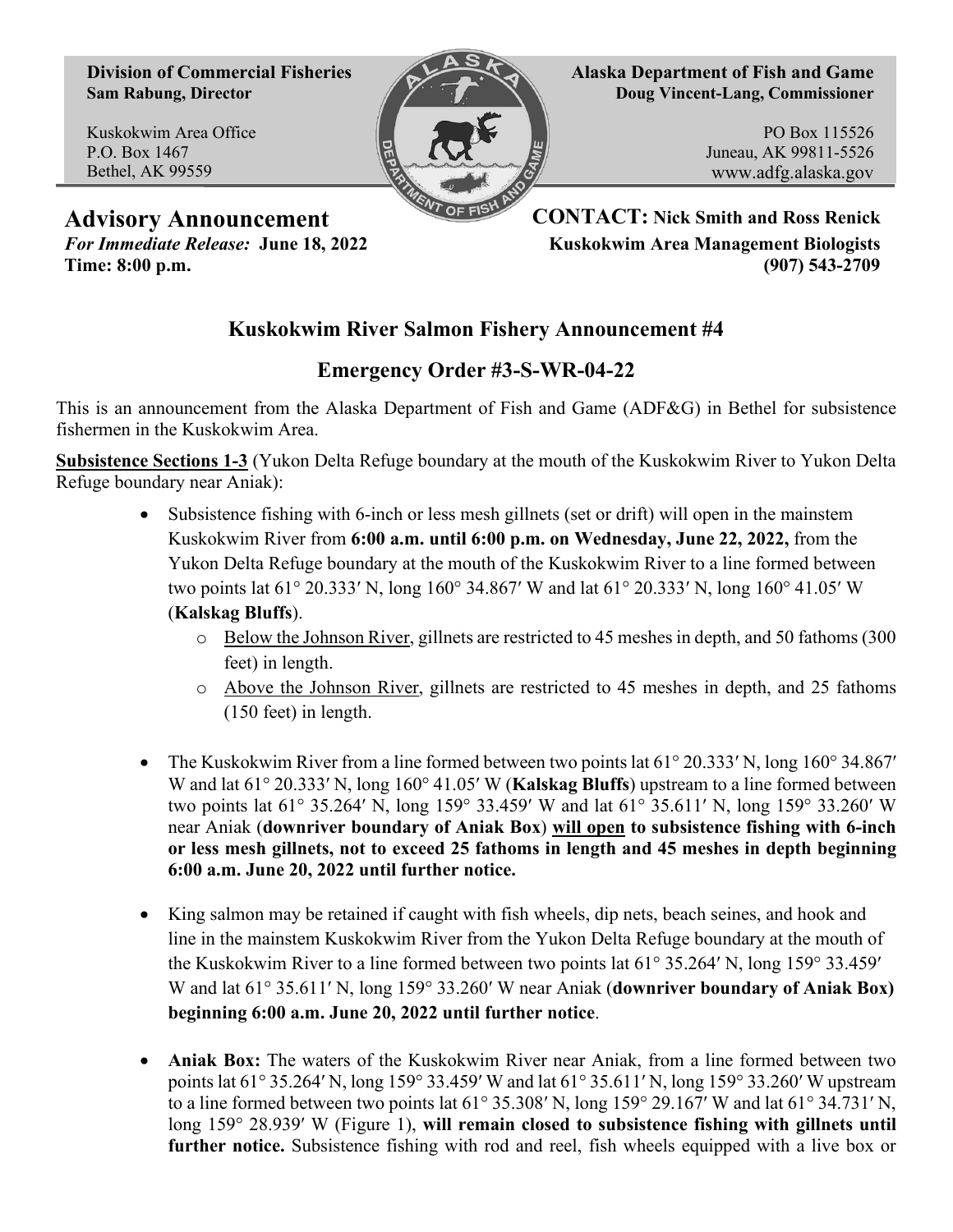**Division of Commercial Fisheries**
**Sam Rabung, Director**

Kuskokwim Area Office
P.O. Box 1467
Bethel, AK 99559

**Alaska Department of Fish and Game**
**Doug Vincent-Lang, Commissioner**

PO Box 115526
Juneau, AK 99811-5526
www.adfg.alaska.gov

## Advisory Announcement

***For Immediate Release:*** **June 18, 2022**
**Time: 8:00 p.m.**

**CONTACT: Nick Smith and Ross Renick**
**Kuskokwim Area Management Biologists**
**(907) 543-2709**

# Kuskokwim River Salmon Fishery Announcement #4

## Emergency Order #3-S-WR-04-22

This is an announcement from the Alaska Department of Fish and Game (ADF&G) in Bethel for subsistence fishermen in the Kuskokwim Area.

**Subsistence Sections 1-3** (Yukon Delta Refuge boundary at the mouth of the Kuskokwim River to Yukon Delta Refuge boundary near Aniak):

- Subsistence fishing with 6-inch or less mesh gillnets (set or drift) will open in the mainstem Kuskokwim River from **6:00 a.m. until 6:00 p.m. on Wednesday, June 22, 2022,** from the Yukon Delta Refuge boundary at the mouth of the Kuskokwim River to a line formed between two points lat 61° 20.333′ N, long 160° 34.867′ W and lat 61° 20.333′ N, long 160° 41.05′ W (**Kalskag Bluffs**).
  - Below the Johnson River, gillnets are restricted to 45 meshes in depth, and 50 fathoms (300 feet) in length.
  - Above the Johnson River, gillnets are restricted to 45 meshes in depth, and 25 fathoms (150 feet) in length.

- The Kuskokwim River from a line formed between two points lat 61° 20.333′ N, long 160° 34.867′ W and lat 61° 20.333′ N, long 160° 41.05′ W (**Kalskag Bluffs**) upstream to a line formed between two points lat 61° 35.264′ N, long 159° 33.459′ W and lat 61° 35.611′ N, long 159° 33.260′ W near Aniak (**downriver boundary of Aniak Box**) **will open to subsistence fishing with 6-inch or less mesh gillnets, not to exceed 25 fathoms in length and 45 meshes in depth beginning 6:00 a.m. June 20, 2022 until further notice.**

- King salmon may be retained if caught with fish wheels, dip nets, beach seines, and hook and line in the mainstem Kuskokwim River from the Yukon Delta Refuge boundary at the mouth of the Kuskokwim River to a line formed between two points lat 61° 35.264′ N, long 159° 33.459′ W and lat 61° 35.611′ N, long 159° 33.260′ W near Aniak (**downriver boundary of Aniak Box) beginning 6:00 a.m. June 20, 2022 until further notice**.

- **Aniak Box:** The waters of the Kuskokwim River near Aniak, from a line formed between two points lat 61° 35.264′ N, long 159° 33.459′ W and lat 61° 35.611′ N, long 159° 33.260′ W upstream to a line formed between two points lat 61° 35.308′ N, long 159° 29.167′ W and lat 61° 34.731′ N, long 159° 28.939′ W (Figure 1), **will remain closed to subsistence fishing with gillnets until further notice.** Subsistence fishing with rod and reel, fish wheels equipped with a live box or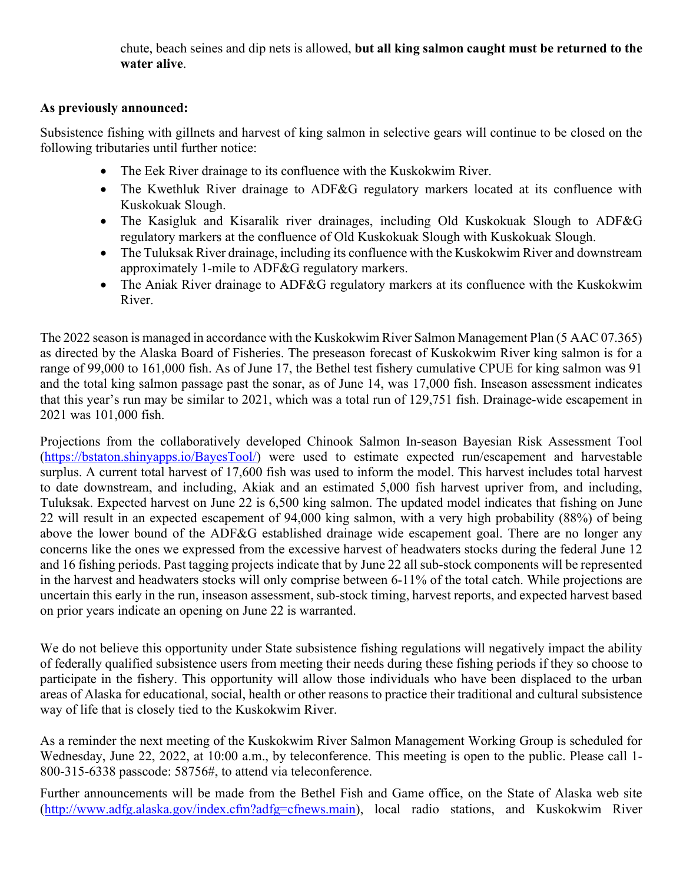chute, beach seines and dip nets is allowed, **but all king salmon caught must be returned to the water alive**.

**As previously announced:**

Subsistence fishing with gillnets and harvest of king salmon in selective gears will continue to be closed on the following tributaries until further notice:

- The Eek River drainage to its confluence with the Kuskokwim River.
- The Kwethluk River drainage to ADF&G regulatory markers located at its confluence with Kuskokuak Slough.
- The Kasigluk and Kisaralik river drainages, including Old Kuskokuak Slough to ADF&G regulatory markers at the confluence of Old Kuskokuak Slough with Kuskokuak Slough.
- The Tuluksak River drainage, including its confluence with the Kuskokwim River and downstream approximately 1-mile to ADF&G regulatory markers.
- The Aniak River drainage to ADF&G regulatory markers at its confluence with the Kuskokwim River.

The 2022 season is managed in accordance with the Kuskokwim River Salmon Management Plan (5 AAC 07.365) as directed by the Alaska Board of Fisheries. The preseason forecast of Kuskokwim River king salmon is for a range of 99,000 to 161,000 fish. As of June 17, the Bethel test fishery cumulative CPUE for king salmon was 91 and the total king salmon passage past the sonar, as of June 14, was 17,000 fish. Inseason assessment indicates that this year's run may be similar to 2021, which was a total run of 129,751 fish. Drainage-wide escapement in 2021 was 101,000 fish.

Projections from the collaboratively developed Chinook Salmon In-season Bayesian Risk Assessment Tool (https://bstaton.shinyapps.io/BayesTool/) were used to estimate expected run/escapement and harvestable surplus. A current total harvest of 17,600 fish was used to inform the model. This harvest includes total harvest to date downstream, and including, Akiak and an estimated 5,000 fish harvest upriver from, and including, Tuluksak. Expected harvest on June 22 is 6,500 king salmon. The updated model indicates that fishing on June 22 will result in an expected escapement of 94,000 king salmon, with a very high probability (88%) of being above the lower bound of the ADF&G established drainage wide escapement goal. There are no longer any concerns like the ones we expressed from the excessive harvest of headwaters stocks during the federal June 12 and 16 fishing periods. Past tagging projects indicate that by June 22 all sub-stock components will be represented in the harvest and headwaters stocks will only comprise between 6-11% of the total catch. While projections are uncertain this early in the run, inseason assessment, sub-stock timing, harvest reports, and expected harvest based on prior years indicate an opening on June 22 is warranted.

We do not believe this opportunity under State subsistence fishing regulations will negatively impact the ability of federally qualified subsistence users from meeting their needs during these fishing periods if they so choose to participate in the fishery. This opportunity will allow those individuals who have been displaced to the urban areas of Alaska for educational, social, health or other reasons to practice their traditional and cultural subsistence way of life that is closely tied to the Kuskokwim River.

As a reminder the next meeting of the Kuskokwim River Salmon Management Working Group is scheduled for Wednesday, June 22, 2022, at 10:00 a.m., by teleconference. This meeting is open to the public. Please call 1-800-315-6338 passcode: 58756#, to attend via teleconference.

Further announcements will be made from the Bethel Fish and Game office, on the State of Alaska web site (http://www.adfg.alaska.gov/index.cfm?adfg=cfnews.main), local radio stations, and Kuskokwim River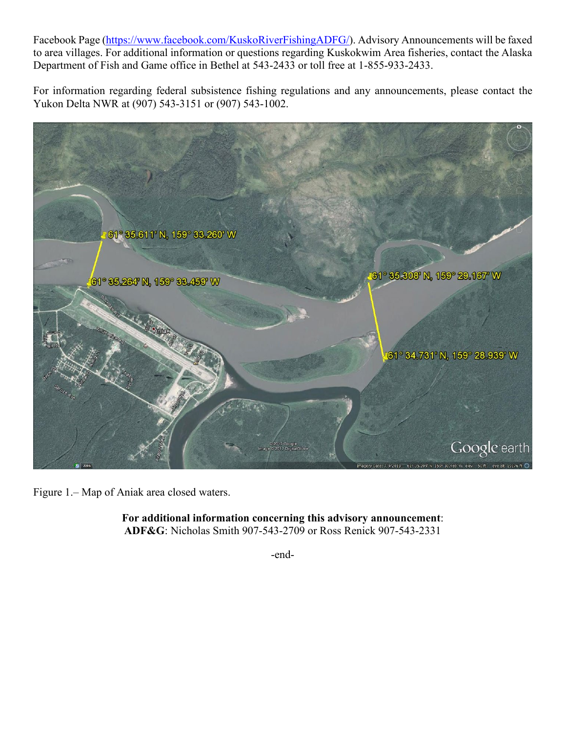Facebook Page (https://www.facebook.com/KuskoRiverFishingADFG/). Advisory Announcements will be faxed to area villages. For additional information or questions regarding Kuskokwim Area fisheries, contact the Alaska Department of Fish and Game office in Bethel at 543-2433 or toll free at 1-855-933-2433.

For information regarding federal subsistence fishing regulations and any announcements, please contact the Yukon Delta NWR at (907) 543-3151 or (907) 543-1002.

61° 35.611' N, 159° 33.260' W

61° 35.264' N, 159° 33.459' W

61° 35.308' N, 159° 29.167' W

61° 34.731' N, 159° 28.939' W

Figure 1.– Map of Aniak area closed waters.

**For additional information concerning this advisory announcement**:
**ADF&G**: Nicholas Smith 907-543-2709 or Ross Renick 907-543-2331

-end-